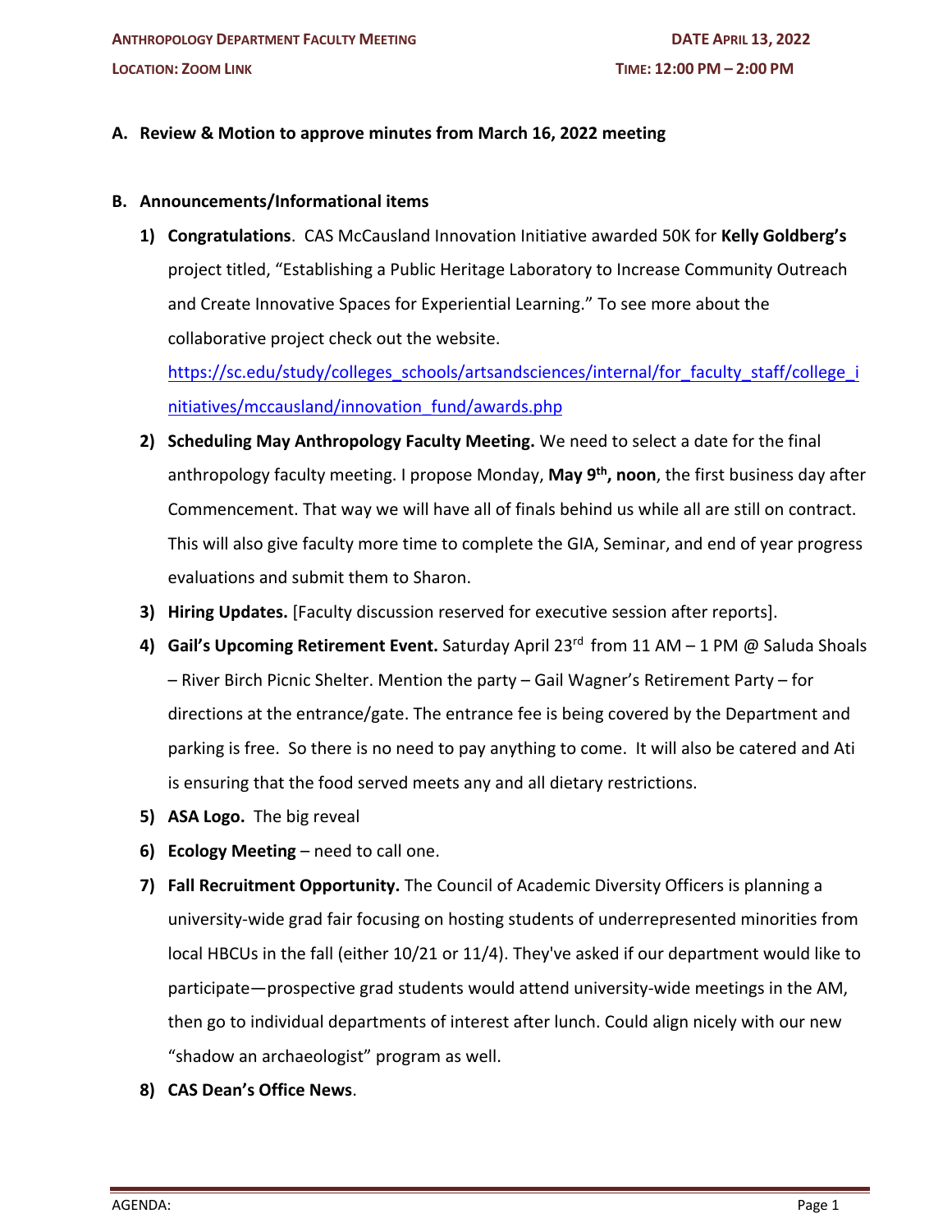**ANTHROPOLOGY DEPARTMENT FACULTY MEETING** | **DATE APRIL 13, 2022**

**LOCATION: ZOOM LINK** | **TIME: 12:00 PM – 2:00 PM**

**A. Review & Motion to approve minutes from March 16, 2022 meeting**

**B. Announcements/Informational items**

1) **Congratulations**. CAS McCausland Innovation Initiative awarded 50K for **Kelly Goldberg's** project titled, "Establishing a Public Heritage Laboratory to Increase Community Outreach and Create Innovative Spaces for Experiential Learning." To see more about the collaborative project check out the website. https://sc.edu/study/colleges_schools/artsandsciences/internal/for_faculty_staff/college_initiatives/mccausland/innovation_fund/awards.php
2) **Scheduling May Anthropology Faculty Meeting.** We need to select a date for the final anthropology faculty meeting. I propose Monday, **May 9th, noon**, the first business day after Commencement. That way we will have all of finals behind us while all are still on contract. This will also give faculty more time to complete the GIA, Seminar, and end of year progress evaluations and submit them to Sharon.
3) **Hiring Updates.** [Faculty discussion reserved for executive session after reports].
4) **Gail's Upcoming Retirement Event.** Saturday April 23rd from 11 AM – 1 PM @ Saluda Shoals – River Birch Picnic Shelter. Mention the party – Gail Wagner's Retirement Party – for directions at the entrance/gate. The entrance fee is being covered by the Department and parking is free. So there is no need to pay anything to come. It will also be catered and Ati is ensuring that the food served meets any and all dietary restrictions.
5) **ASA Logo.** The big reveal
6) **Ecology Meeting** – need to call one.
7) **Fall Recruitment Opportunity.** The Council of Academic Diversity Officers is planning a university-wide grad fair focusing on hosting students of underrepresented minorities from local HBCUs in the fall (either 10/21 or 11/4). They've asked if our department would like to participate—prospective grad students would attend university-wide meetings in the AM, then go to individual departments of interest after lunch. Could align nicely with our new "shadow an archaeologist" program as well.
8) **CAS Dean's Office News**.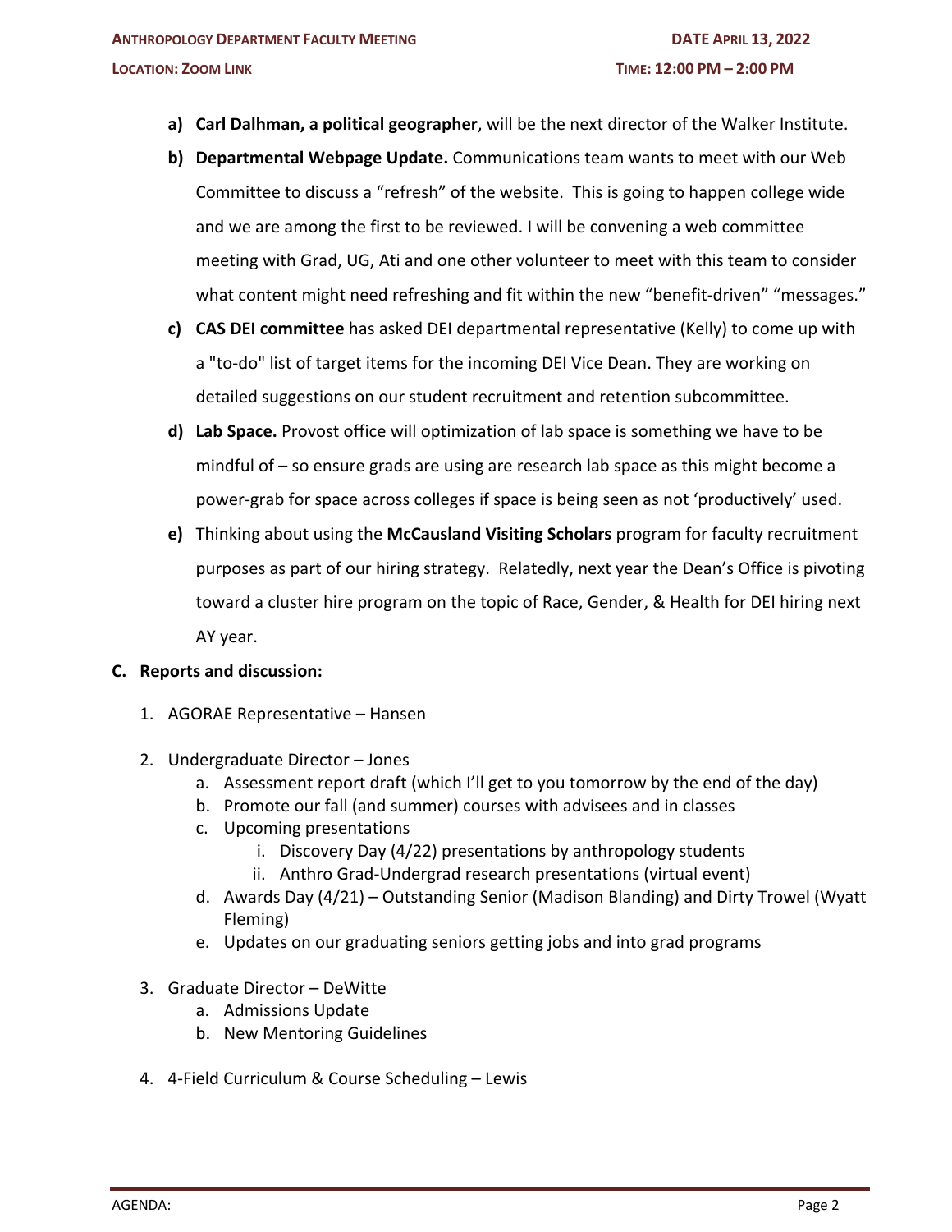a) **Carl Dalhman, a political geographer**, will be the next director of the Walker Institute.

b) **Departmental Webpage Update.** Communications team wants to meet with our Web Committee to discuss a "refresh" of the website. This is going to happen college wide and we are among the first to be reviewed. I will be convening a web committee meeting with Grad, UG, Ati and one other volunteer to meet with this team to consider what content might need refreshing and fit within the new "benefit-driven" "messages."

c) **CAS DEI committee** has asked DEI departmental representative (Kelly) to come up with a "to-do" list of target items for the incoming DEI Vice Dean. They are working on detailed suggestions on our student recruitment and retention subcommittee.

d) **Lab Space.** Provost office will optimization of lab space is something we have to be mindful of – so ensure grads are using are research lab space as this might become a power-grab for space across colleges if space is being seen as not 'productively' used.

e) Thinking about using the **McCausland Visiting Scholars** program for faculty recruitment purposes as part of our hiring strategy. Relatedly, next year the Dean's Office is pivoting toward a cluster hire program on the topic of Race, Gender, & Health for DEI hiring next AY year.

**C. Reports and discussion:**

1. AGORAE Representative – Hansen

2. Undergraduate Director – Jones
   a. Assessment report draft (which I'll get to you tomorrow by the end of the day)
   b. Promote our fall (and summer) courses with advisees and in classes
   c. Upcoming presentations
      i. Discovery Day (4/22) presentations by anthropology students
      ii. Anthro Grad-Undergrad research presentations (virtual event)
   d. Awards Day (4/21) – Outstanding Senior (Madison Blanding) and Dirty Trowel (Wyatt Fleming)
   e. Updates on our graduating seniors getting jobs and into grad programs

3. Graduate Director – DeWitte
   a. Admissions Update
   b. New Mentoring Guidelines

4. 4-Field Curriculum & Course Scheduling – Lewis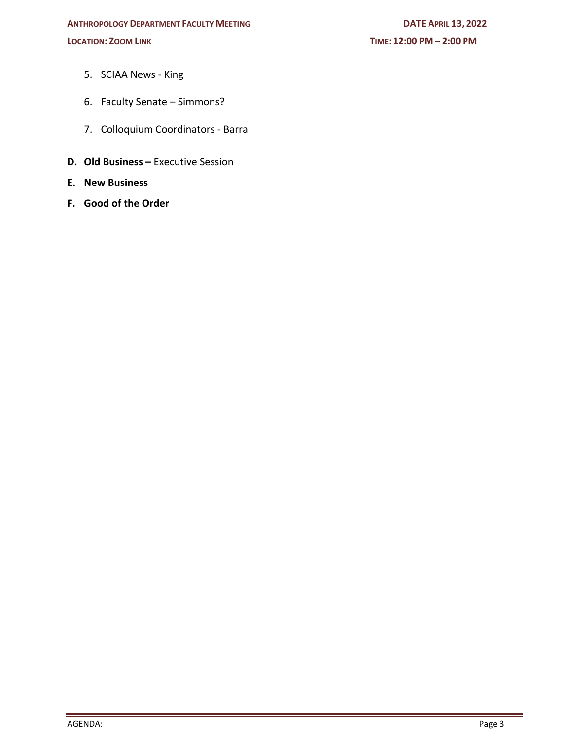5. SCIAA News - King
6. Faculty Senate – Simmons?
7. Colloquium Coordinators - Barra

**D. Old Business –** Executive Session

**E. New Business**

**F. Good of the Order**